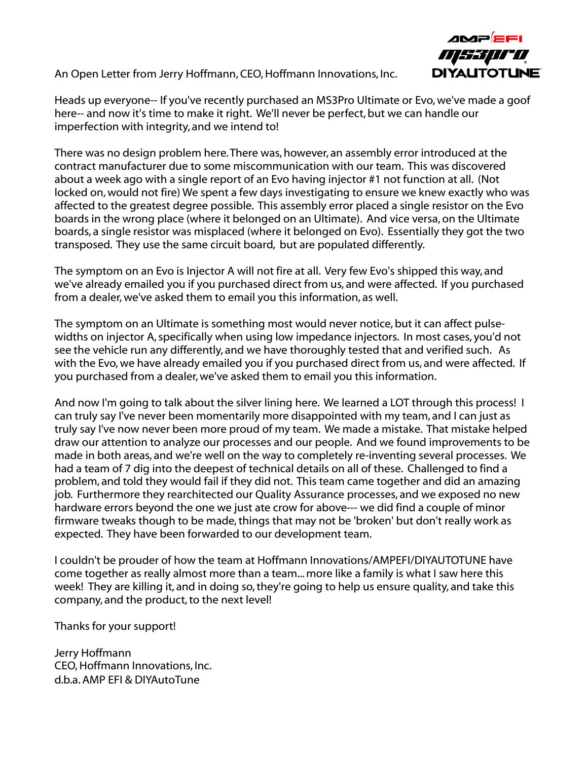An Open Letter from Jerry Hoffmann, CEO, Hoffmann Innovations, Inc.

Heads up everyone-- If you've recently purchased an MS3Pro Ultimate or Evo, we've made a goof here-- and now it's time to make it right. We'll never be perfect, but we can handle our imperfection with integrity, and we intend to!

There was no design problem here. There was, however, an assembly error introduced at the contract manufacturer due to some miscommunication with our team. This was discovered about a week ago with a single report of an Evo having injector #1 not function at all. (Not locked on, would not fire) We spent a few days investigating to ensure we knew exactly who was affected to the greatest degree possible. This assembly error placed a single resistor on the Evo boards in the wrong place (where it belonged on an Ultimate). And vice versa, on the Ultimate boards, a single resistor was misplaced (where it belonged on Evo). Essentially they got the two transposed. They use the same circuit board, but are populated differently.

The symptom on an Evo is Injector A will not fire at all. Very few Evo's shipped this way, and we've already emailed you if you purchased direct from us, and were affected. If you purchased from a dealer, we've asked them to email you this information, as well.

The symptom on an Ultimate is something most would never notice, but it can affect pulse-widths on injector A, specifically when using low impedance injectors. In most cases, you'd not see the vehicle run any differently, and we have thoroughly tested that and verified such. As with the Evo, we have already emailed you if you purchased direct from us, and were affected. If you purchased from a dealer, we've asked them to email you this information.

And now I'm going to talk about the silver lining here. We learned a LOT through this process! I can truly say I've never been momentarily more disappointed with my team, and I can just as truly say I've now never been more proud of my team. We made a mistake. That mistake helped draw our attention to analyze our processes and our people. And we found improvements to be made in both areas, and we're well on the way to completely re-inventing several processes. We had a team of 7 dig into the deepest of technical details on all of these. Challenged to find a problem, and told they would fail if they did not. This team came together and did an amazing job. Furthermore they rearchitected our Quality Assurance processes, and we exposed no new hardware errors beyond the one we just ate crow for above--- we did find a couple of minor firmware tweaks though to be made, things that may not be 'broken' but don't really work as expected. They have been forwarded to our development team.

I couldn't be prouder of how the team at Hoffmann Innovations/AMPEFI/DIYAUTOTUNE have come together as really almost more than a team... more like a family is what I saw here this week! They are killing it, and in doing so, they're going to help us ensure quality, and take this company, and the product, to the next level!

Thanks for your support!

Jerry Hoffmann
CEO, Hoffmann Innovations, Inc.
d.b.a. AMP EFI & DIYAutoTune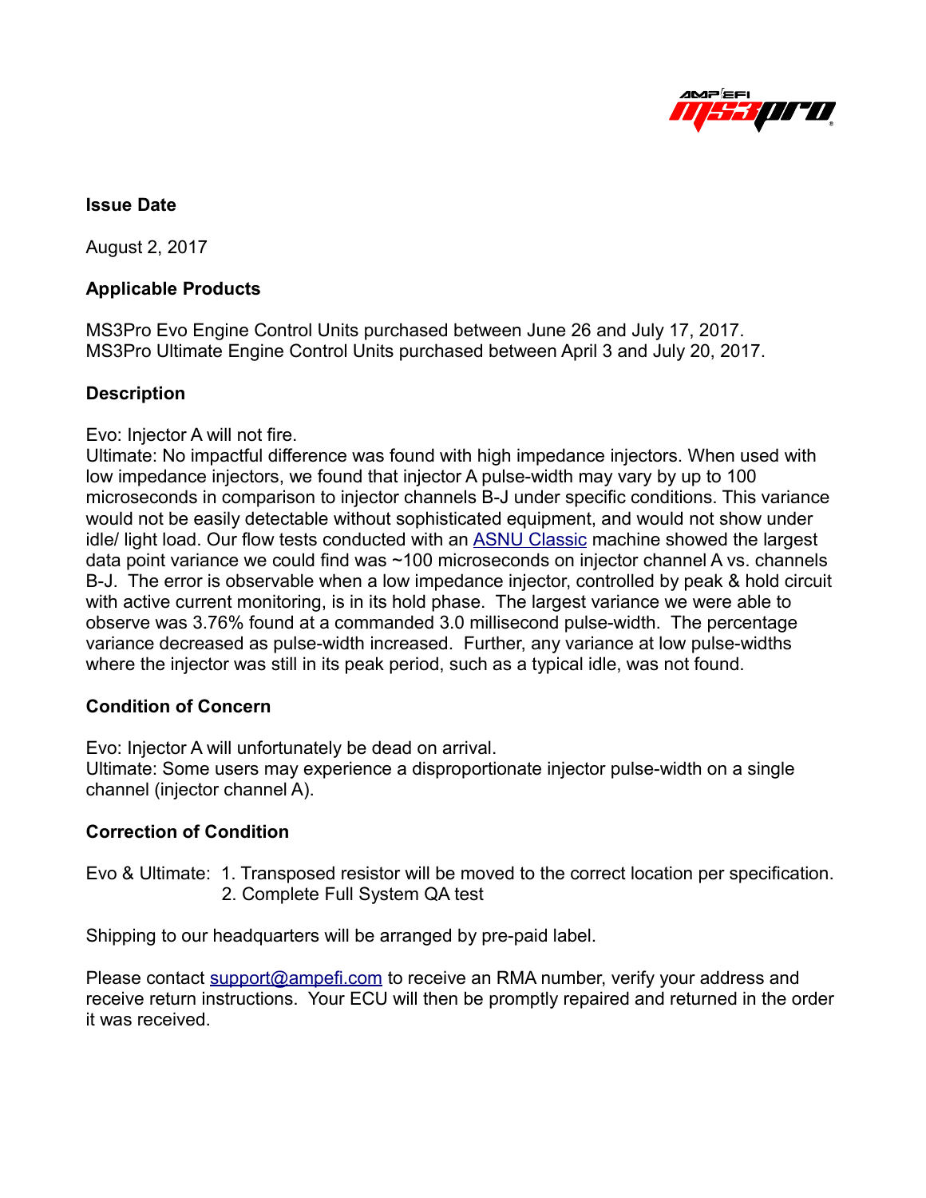**Issue Date**

August 2, 2017

**Applicable Products**

MS3Pro Evo Engine Control Units purchased between June 26 and July 17, 2017.
MS3Pro Ultimate Engine Control Units purchased between April 3 and July 20, 2017.

**Description**

Evo: Injector A will not fire.
Ultimate: No impactful difference was found with high impedance injectors. When used with low impedance injectors, we found that injector A pulse-width may vary by up to 100 microseconds in comparison to injector channels B-J under specific conditions. This variance would not be easily detectable without sophisticated equipment, and would not show under idle/ light load. Our flow tests conducted with an [ASNU Classic]() machine showed the largest data point variance we could find was ~100 microseconds on injector channel A vs. channels B-J. The error is observable when a low impedance injector, controlled by peak & hold circuit with active current monitoring, is in its hold phase. The largest variance we were able to observe was 3.76% found at a commanded 3.0 millisecond pulse-width. The percentage variance decreased as pulse-width increased. Further, any variance at low pulse-widths where the injector was still in its peak period, such as a typical idle, was not found.

**Condition of Concern**

Evo: Injector A will unfortunately be dead on arrival.
Ultimate: Some users may experience a disproportionate injector pulse-width on a single channel (injector channel A).

**Correction of Condition**

Evo & Ultimate:
1. Transposed resistor will be moved to the correct location per specification.
2. Complete Full System QA test

Shipping to our headquarters will be arranged by pre-paid label.

Please contact support@ampefi.com to receive an RMA number, verify your address and receive return instructions. Your ECU will then be promptly repaired and returned in the order it was received.